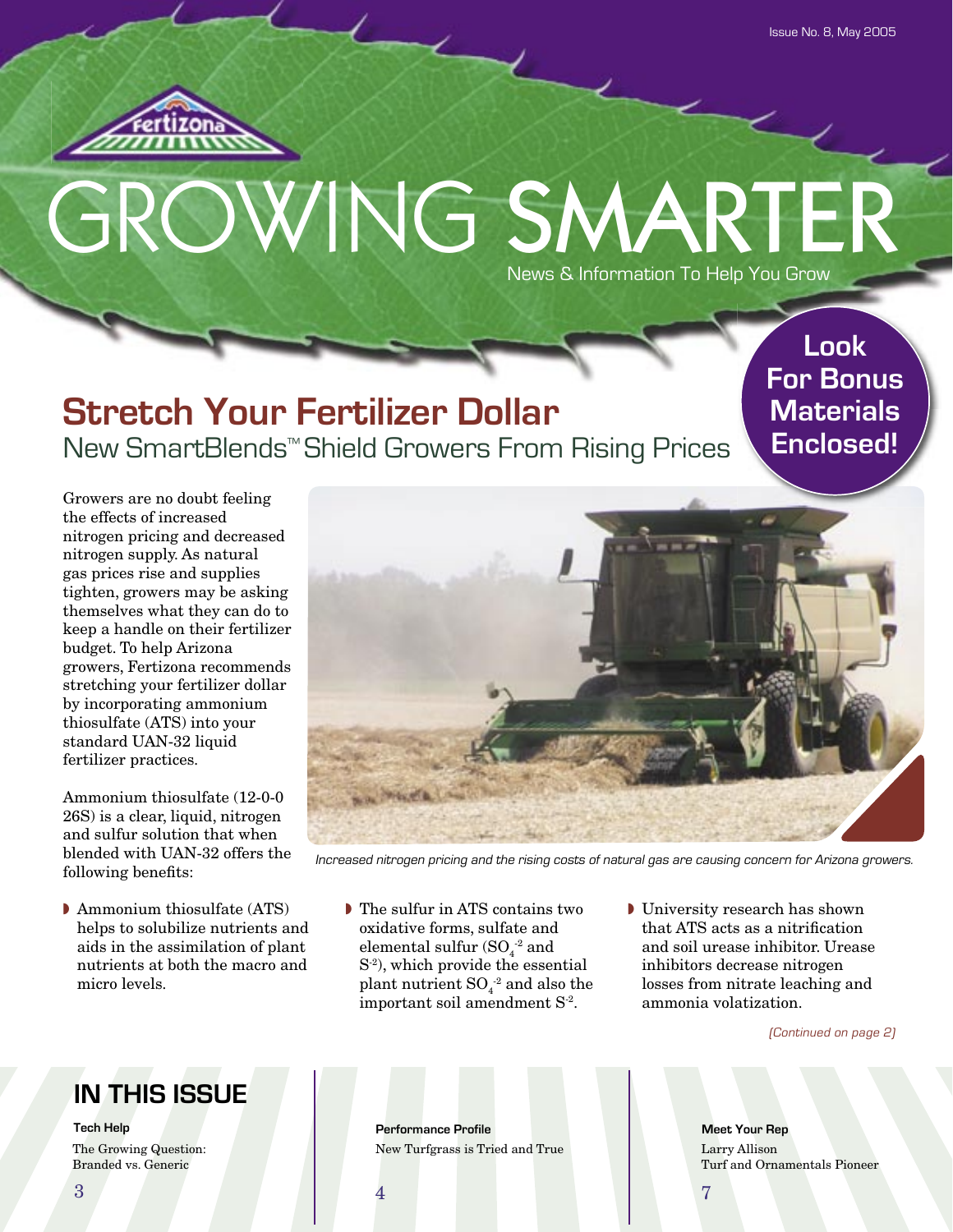Fertizona

# GROWING SMARTER

News & Information To Help You Grow

Look For Bonus Materials Enclosed!

## Stretch Your Fertilizer Dollar

### New SmartBlends™ Shield Growers From Rising Prices

Growers are no doubt feeling the effects of increased nitrogen pricing and decreased nitrogen supply. As natural gas prices rise and supplies tighten, growers may be asking themselves what they can do to keep a handle on their fertilizer budget. To help Arizona growers, Fertizona recommends stretching your fertilizer dollar by incorporating ammonium thiosulfate (ATS) into your standard UAN-32 liquid fertilizer practices.

Ammonium thiosulfate (12-0-0 26S) is a clear, liquid, nitrogen and sulfur solution that when blended with UAN-32 offers the following benefits:

*Increased nitrogen pricing and the rising costs of natural gas are causing concern for Arizona growers.*

- Ammonium thiosulfate (ATS) helps to solubilize nutrients and aids in the assimilation of plant nutrients at both the macro and micro levels.
- The sulfur in ATS contains two oxidative forms, sulfate and elemental sulfur ($SO_4^{-2}$ and $S^{-2}$), which provide the essential plant nutrient $SO_4^{-2}$ and also the important soil amendment $S^{-2}$.
- University research has shown that ATS acts as a nitrification and soil urease inhibitor. Urease inhibitors decrease nitrogen losses from nitrate leaching and ammonia volatization.

*(Continued on page 2)*

## IN THIS ISSUE

**Tech Help**
The Growing Question: Branded vs. Generic
3

**Performance Profile**
New Turfgrass is Tried and True
4

**Meet Your Rep**
Larry Allison
Turf and Ornamentals Pioneer
7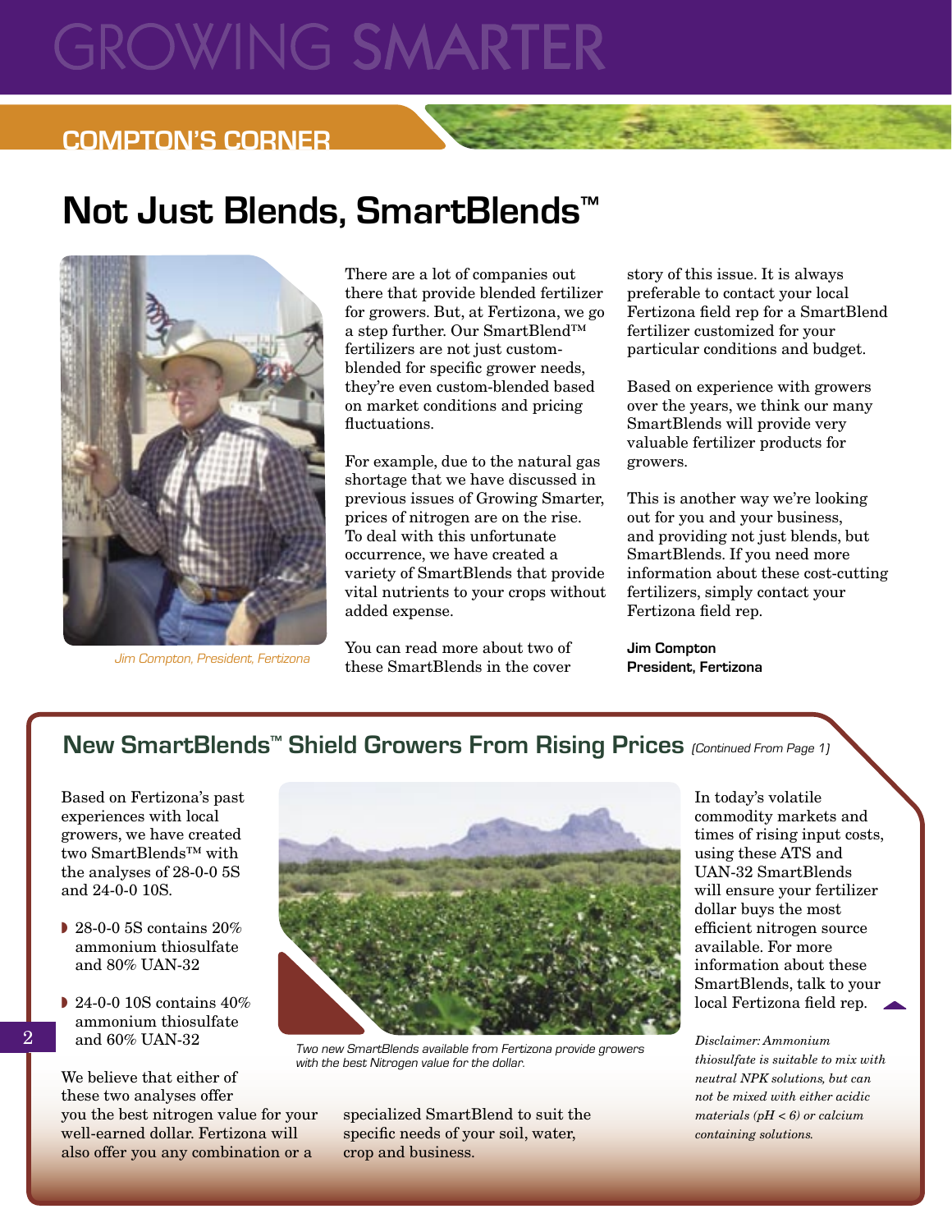## COMPTON'S CORNER

# Not Just Blends, SmartBlends™

Jim Compton, President, Fertizona

There are a lot of companies out there that provide blended fertilizer for growers. But, at Fertizona, we go a step further. Our SmartBlend™ fertilizers are not just custom-blended for specific grower needs, they're even custom-blended based on market conditions and pricing fluctuations.

For example, due to the natural gas shortage that we have discussed in previous issues of Growing Smarter, prices of nitrogen are on the rise. To deal with this unfortunate occurrence, we have created a variety of SmartBlends that provide vital nutrients to your crops without added expense.

You can read more about two of these SmartBlends in the cover story of this issue. It is always preferable to contact your local Fertizona field rep for a SmartBlend fertilizer customized for your particular conditions and budget.

Based on experience with growers over the years, we think our many SmartBlends will provide very valuable fertilizer products for growers.

This is another way we're looking out for you and your business, and providing not just blends, but SmartBlends. If you need more information about these cost-cutting fertilizers, simply contact your Fertizona field rep.

**Jim Compton**
**President, Fertizona**

## New SmartBlends™ Shield Growers From Rising Prices *(Continued From Page 1)*

Based on Fertizona's past experiences with local growers, we have created two SmartBlends™ with the analyses of 28-0-0 5S and 24-0-0 10S.

- 28-0-0 5S contains 20% ammonium thiosulfate and 80% UAN-32
- 24-0-0 10S contains 40% ammonium thiosulfate and 60% UAN-32

We believe that either of these two analyses offer you the best nitrogen value for your well-earned dollar. Fertizona will also offer you any combination or a specialized SmartBlend to suit the specific needs of your soil, water, crop and business.

Two new SmartBlends available from Fertizona provide growers with the best Nitrogen value for the dollar.

In today's volatile commodity markets and times of rising input costs, using these ATS and UAN-32 SmartBlends will ensure your fertilizer dollar buys the most efficient nitrogen source available. For more information about these SmartBlends, talk to your local Fertizona field rep.

*Disclaimer: Ammonium thiosulfate is suitable to mix with neutral NPK solutions, but can not be mixed with either acidic materials (pH < 6) or calcium containing solutions.*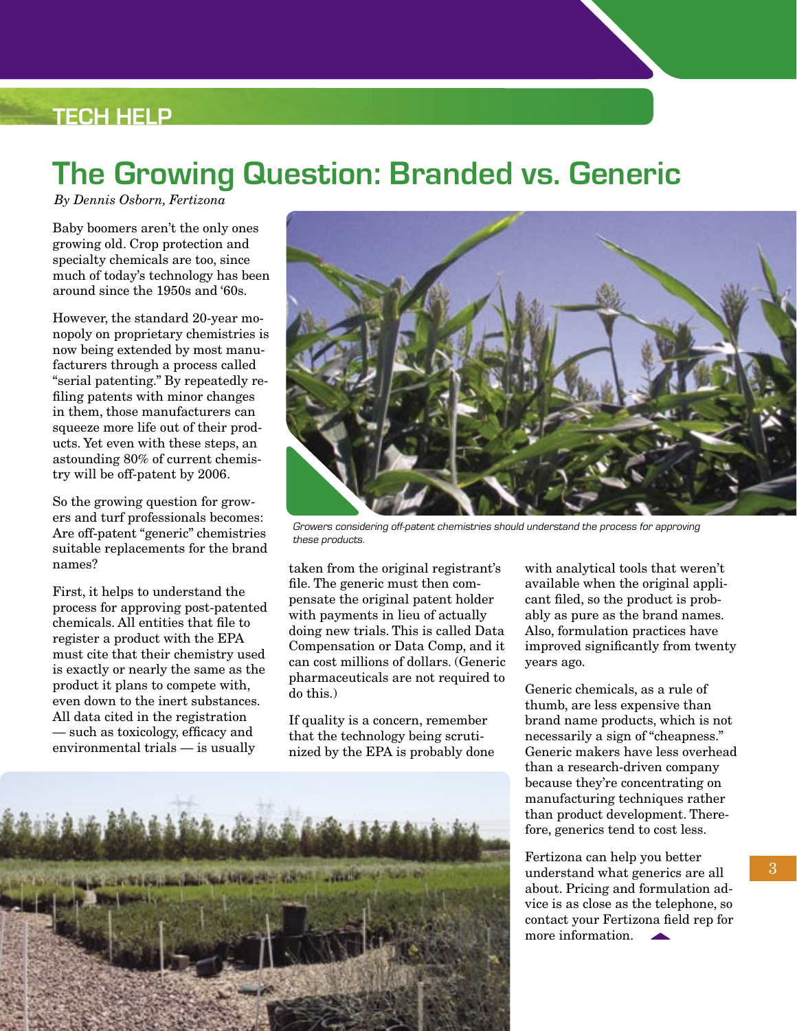TECH HELP

# The Growing Question: Branded vs. Generic

*By Dennis Osborn, Fertizona*

Baby boomers aren't the only ones growing old. Crop protection and specialty chemicals are too, since much of today's technology has been around since the 1950s and '60s.

However, the standard 20-year monopoly on proprietary chemistries is now being extended by most manufacturers through a process called "serial patenting." By repeatedly refiling patents with minor changes in them, those manufacturers can squeeze more life out of their products. Yet even with these steps, an astounding 80% of current chemistry will be off-patent by 2006.

So the growing question for growers and turf professionals becomes: Are off-patent "generic" chemistries suitable replacements for the brand names?

First, it helps to understand the process for approving post-patented chemicals. All entities that file to register a product with the EPA must cite that their chemistry used is exactly or nearly the same as the product it plans to compete with, even down to the inert substances. All data cited in the registration — such as toxicology, efficacy and environmental trials — is usually taken from the original registrant's file. The generic must then compensate the original patent holder with payments in lieu of actually doing new trials. This is called Data Compensation or Data Comp, and it can cost millions of dollars. (Generic pharmaceuticals are not required to do this.)

*Growers considering off-patent chemistries should understand the process for approving these products.*

If quality is a concern, remember that the technology being scrutinized by the EPA is probably done with analytical tools that weren't available when the original applicant filed, so the product is probably as pure as the brand names. Also, formulation practices have improved significantly from twenty years ago.

Generic chemicals, as a rule of thumb, are less expensive than brand name products, which is not necessarily a sign of "cheapness." Generic makers have less overhead than a research-driven company because they're concentrating on manufacturing techniques rather than product development. Therefore, generics tend to cost less.

Fertizona can help you better understand what generics are all about. Pricing and formulation advice is as close as the telephone, so contact your Fertizona field rep for more information.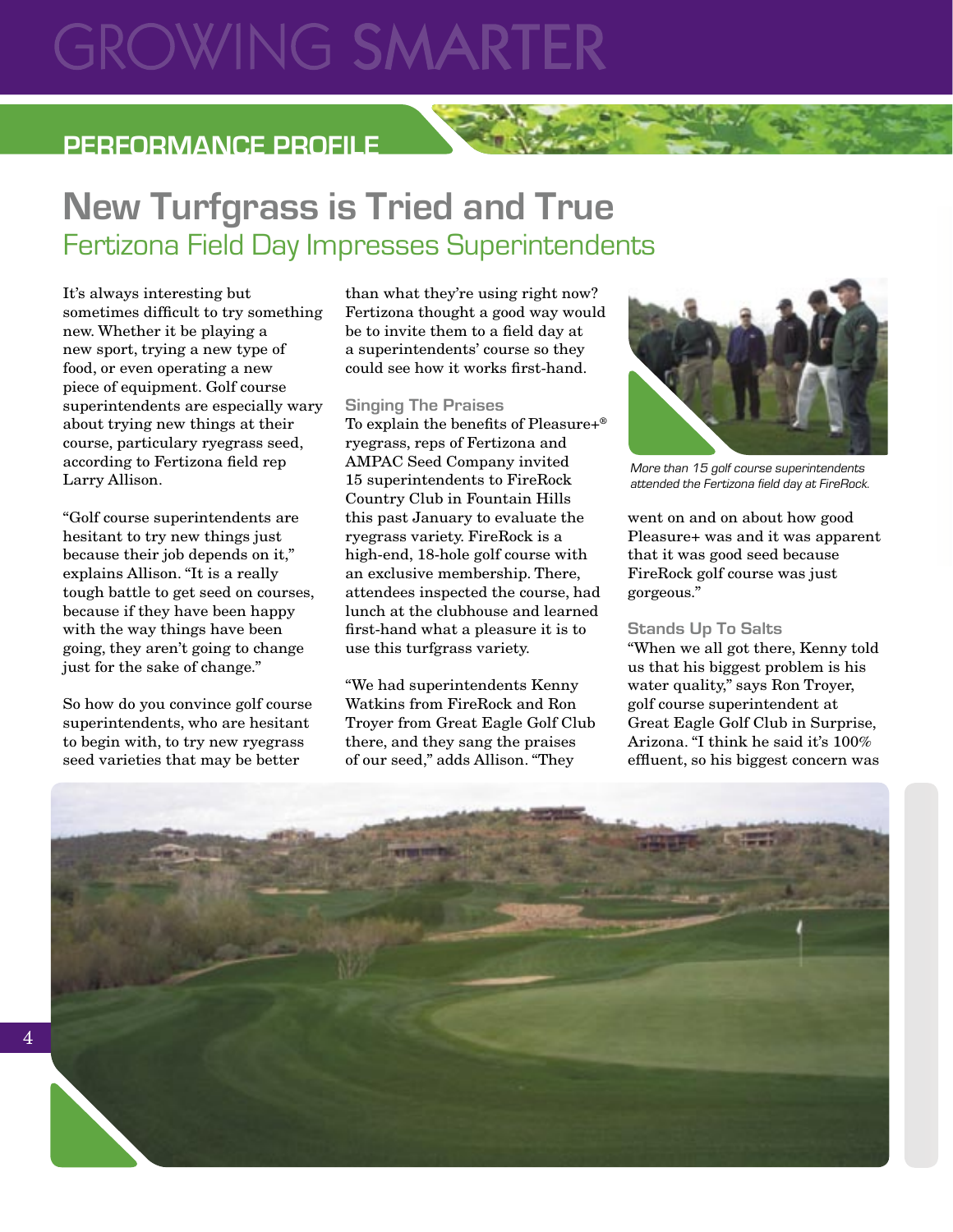# GROWING SMARTER

## PERFORMANCE PROFILE

# New Turfgrass is Tried and True

## Fertizona Field Day Impresses Superintendents

It's always interesting but sometimes difficult to try something new. Whether it be playing a new sport, trying a new type of food, or even operating a new piece of equipment. Golf course superintendents are especially wary about trying new things at their course, particulary ryegrass seed, according to Fertizona field rep Larry Allison.

"Golf course superintendents are hesitant to try new things just because their job depends on it," explains Allison. "It is a really tough battle to get seed on courses, because if they have been happy with the way things have been going, they aren't going to change just for the sake of change."

So how do you convince golf course superintendents, who are hesitant to begin with, to try new ryegrass seed varieties that may be better than what they're using right now? Fertizona thought a good way would be to invite them to a field day at a superintendents' course so they could see how it works first-hand.

### Singing The Praises

To explain the benefits of Pleasure+® ryegrass, reps of Fertizona and AMPAC Seed Company invited 15 superintendents to FireRock Country Club in Fountain Hills this past January to evaluate the ryegrass variety. FireRock is a high-end, 18-hole golf course with an exclusive membership. There, attendees inspected the course, had lunch at the clubhouse and learned first-hand what a pleasure it is to use this turfgrass variety.

"We had superintendents Kenny Watkins from FireRock and Ron Troyer from Great Eagle Golf Club there, and they sang the praises of our seed," adds Allison. "They went on and on about how good Pleasure+ was and it was apparent that it was good seed because FireRock golf course was just gorgeous."

*More than 15 golf course superintendents attended the Fertizona field day at FireRock.*

### Stands Up To Salts

"When we all got there, Kenny told us that his biggest problem is his water quality," says Ron Troyer, golf course superintendent at Great Eagle Golf Club in Surprise, Arizona. "I think he said it's 100% effluent, so his biggest concern was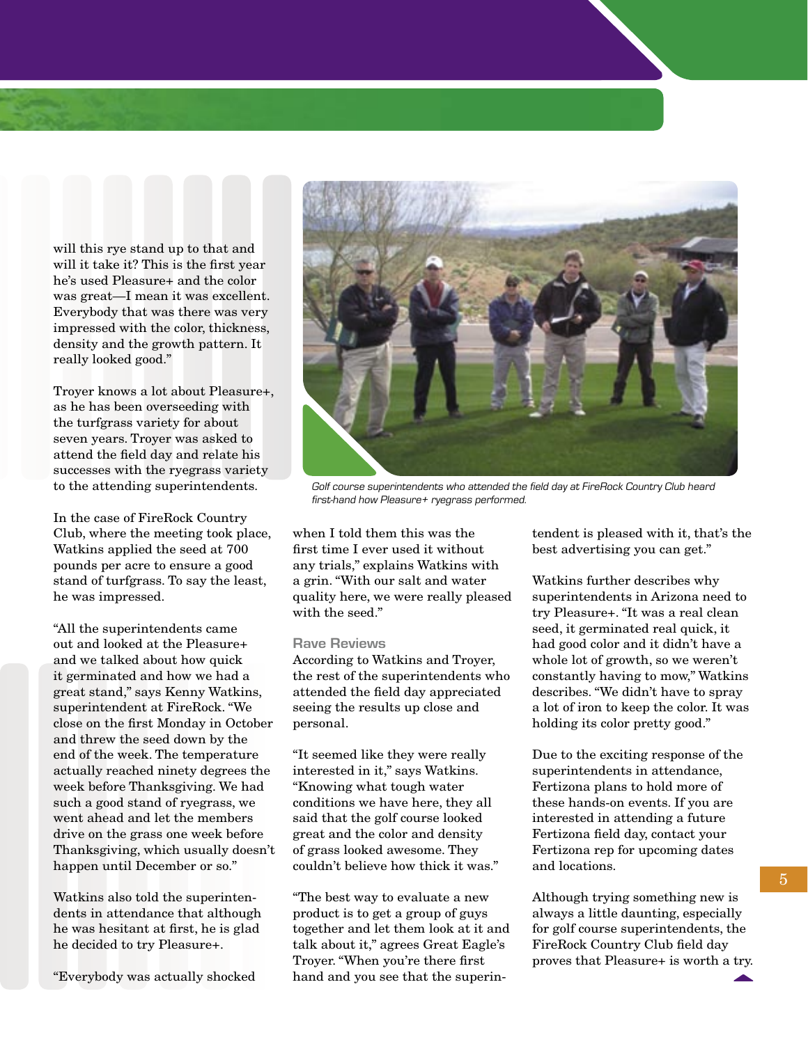will this rye stand up to that and will it take it? This is the first year he's used Pleasure+ and the color was great—I mean it was excellent. Everybody that was there was very impressed with the color, thickness, density and the growth pattern. It really looked good."

Troyer knows a lot about Pleasure+, as he has been overseeding with the turfgrass variety for about seven years. Troyer was asked to attend the field day and relate his successes with the ryegrass variety to the attending superintendents.

In the case of FireRock Country Club, where the meeting took place, Watkins applied the seed at 700 pounds per acre to ensure a good stand of turfgrass. To say the least, he was impressed.

"All the superintendents came out and looked at the Pleasure+ and we talked about how quick it germinated and how we had a great stand," says Kenny Watkins, superintendent at FireRock. "We close on the first Monday in October and threw the seed down by the end of the week. The temperature actually reached ninety degrees the week before Thanksgiving. We had such a good stand of ryegrass, we went ahead and let the members drive on the grass one week before Thanksgiving, which usually doesn't happen until December or so."

Watkins also told the superintendents in attendance that although he was hesitant at first, he is glad he decided to try Pleasure+.

"Everybody was actually shocked when I told them this was the first time I ever used it without any trials," explains Watkins with a grin. "With our salt and water quality here, we were really pleased with the seed."

*Golf course superintendents who attended the field day at FireRock Country Club heard first-hand how Pleasure+ ryegrass performed.*

### Rave Reviews

According to Watkins and Troyer, the rest of the superintendents who attended the field day appreciated seeing the results up close and personal.

"It seemed like they were really interested in it," says Watkins. "Knowing what tough water conditions we have here, they all said that the golf course looked great and the color and density of grass looked awesome. They couldn't believe how thick it was."

"The best way to evaluate a new product is to get a group of guys together and let them look at it and talk about it," agrees Great Eagle's Troyer. "When you're there first hand and you see that the superintendent is pleased with it, that's the best advertising you can get."

Watkins further describes why superintendents in Arizona need to try Pleasure+. "It was a real clean seed, it germinated real quick, it had good color and it didn't have a whole lot of growth, so we weren't constantly having to mow," Watkins describes. "We didn't have to spray a lot of iron to keep the color. It was holding its color pretty good."

Due to the exciting response of the superintendents in attendance, Fertizona plans to hold more of these hands-on events. If you are interested in attending a future Fertizona field day, contact your Fertizona rep for upcoming dates and locations.

Although trying something new is always a little daunting, especially for golf course superintendents, the FireRock Country Club field day proves that Pleasure+ is worth a try.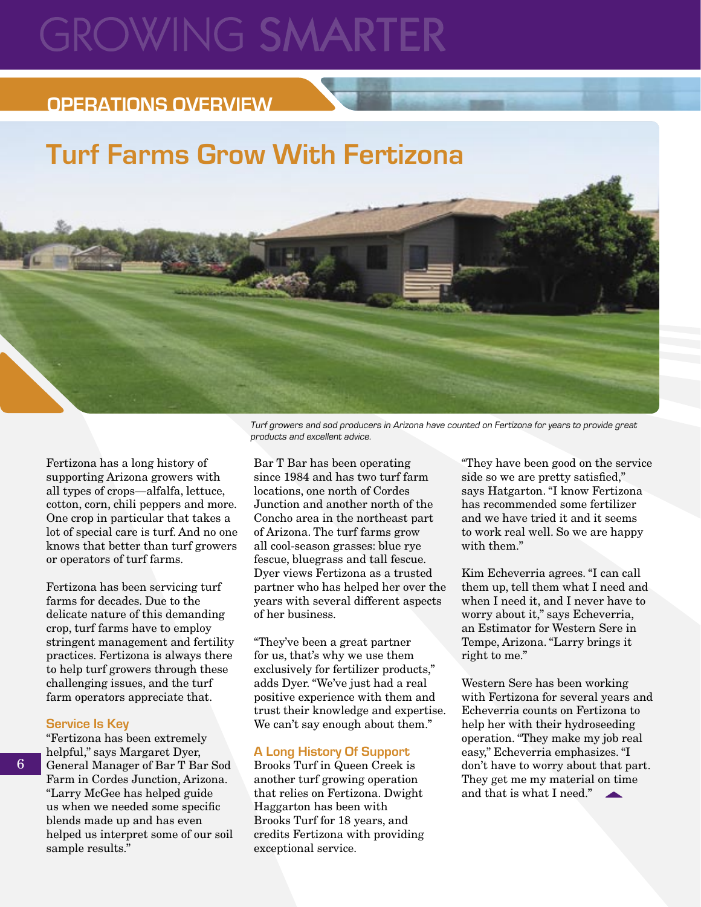# GROWING SMARTER

## OPERATIONS OVERVIEW

# Turf Farms Grow With Fertizona

*Turf growers and sod producers in Arizona have counted on Fertizona for years to provide great products and excellent advice.*

Fertizona has a long history of supporting Arizona growers with all types of crops—alfalfa, lettuce, cotton, corn, chili peppers and more. One crop in particular that takes a lot of special care is turf. And no one knows that better than turf growers or operators of turf farms.

Fertizona has been servicing turf farms for decades. Due to the delicate nature of this demanding crop, turf farms have to employ stringent management and fertility practices. Fertizona is always there to help turf growers through these challenging issues, and the turf farm operators appreciate that.

### Service Is Key

"Fertizona has been extremely helpful," says Margaret Dyer, General Manager of Bar T Bar Sod Farm in Cordes Junction, Arizona. "Larry McGee has helped guide us when we needed some specific blends made up and has even helped us interpret some of our soil sample results."

Bar T Bar has been operating since 1984 and has two turf farm locations, one north of Cordes Junction and another north of the Concho area in the northeast part of Arizona. The turf farms grow all cool-season grasses: blue rye fescue, bluegrass and tall fescue. Dyer views Fertizona as a trusted partner who has helped her over the years with several different aspects of her business.

"They've been a great partner for us, that's why we use them exclusively for fertilizer products," adds Dyer. "We've just had a real positive experience with them and trust their knowledge and expertise. We can't say enough about them."

### A Long History Of Support

Brooks Turf in Queen Creek is another turf growing operation that relies on Fertizona. Dwight Haggarton has been with Brooks Turf for 18 years, and credits Fertizona with providing exceptional service.

"They have been good on the service side so we are pretty satisfied," says Hatgarton. "I know Fertizona has recommended some fertilizer and we have tried it and it seems to work real well. So we are happy with them."

Kim Echeverria agrees. "I can call them up, tell them what I need and when I need it, and I never have to worry about it," says Echeverria, an Estimator for Western Sere in Tempe, Arizona. "Larry brings it right to me."

Western Sere has been working with Fertizona for several years and Echeverria counts on Fertizona to help her with their hydroseeding operation. "They make my job real easy," Echeverria emphasizes. "I don't have to worry about that part. They get me my material on time and that is what I need."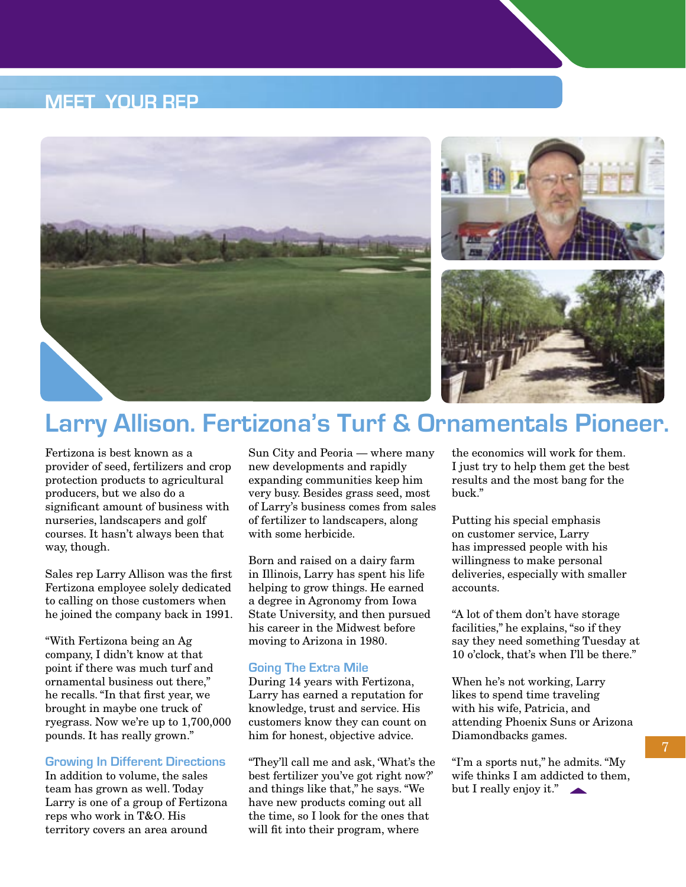MEET YOUR REP

# Larry Allison. Fertizona's Turf & Ornamentals Pioneer.

Fertizona is best known as a provider of seed, fertilizers and crop protection products to agricultural producers, but we also do a significant amount of business with nurseries, landscapers and golf courses. It hasn't always been that way, though.

Sales rep Larry Allison was the first Fertizona employee solely dedicated to calling on those customers when he joined the company back in 1991.

"With Fertizona being an Ag company, I didn't know at that point if there was much turf and ornamental business out there," he recalls. "In that first year, we brought in maybe one truck of ryegrass. Now we're up to 1,700,000 pounds. It has really grown."

## Growing In Different Directions

In addition to volume, the sales team has grown as well. Today Larry is one of a group of Fertizona reps who work in T&O. His territory covers an area around Sun City and Peoria — where many new developments and rapidly expanding communities keep him very busy. Besides grass seed, most of Larry's business comes from sales of fertilizer to landscapers, along with some herbicide.

Born and raised on a dairy farm in Illinois, Larry has spent his life helping to grow things. He earned a degree in Agronomy from Iowa State University, and then pursued his career in the Midwest before moving to Arizona in 1980.

## Going The Extra Mile

During 14 years with Fertizona, Larry has earned a reputation for knowledge, trust and service. His customers know they can count on him for honest, objective advice.

"They'll call me and ask, 'What's the best fertilizer you've got right now?' and things like that," he says. "We have new products coming out all the time, so I look for the ones that will fit into their program, where the economics will work for them. I just try to help them get the best results and the most bang for the buck."

Putting his special emphasis on customer service, Larry has impressed people with his willingness to make personal deliveries, especially with smaller accounts.

"A lot of them don't have storage facilities," he explains, "so if they say they need something Tuesday at 10 o'clock, that's when I'll be there."

When he's not working, Larry likes to spend time traveling with his wife, Patricia, and attending Phoenix Suns or Arizona Diamondbacks games.

"I'm a sports nut," he admits. "My wife thinks I am addicted to them, but I really enjoy it."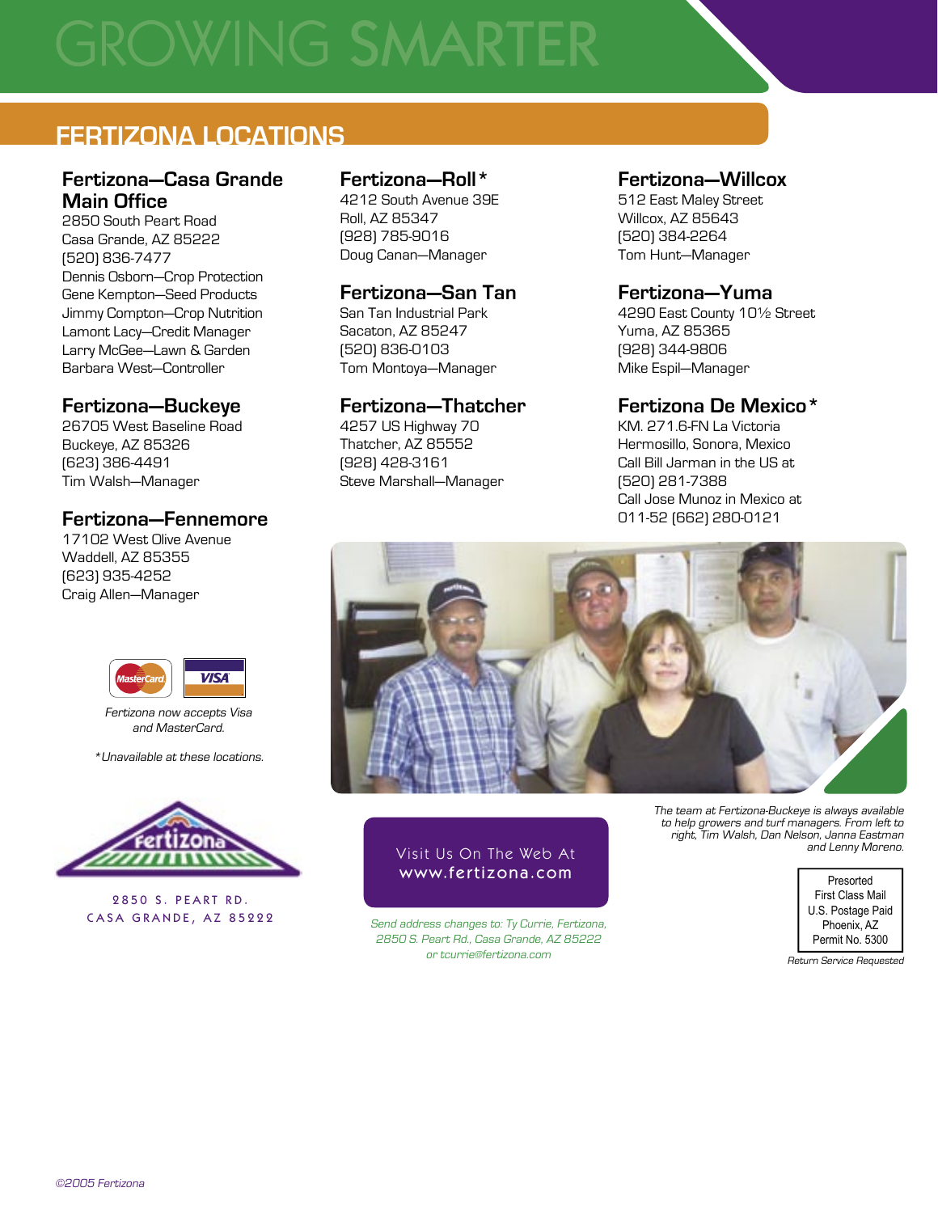# GROWING SMARTER

## FERTIZONA LOCATIONS

### Fertizona—Casa Grande Main Office
2850 South Peart Road
Casa Grande, AZ 85222
(520) 836-7477
Dennis Osborn—Crop Protection
Gene Kempton—Seed Products
Jimmy Compton—Crop Nutrition
Lamont Lacy—Credit Manager
Larry McGee—Lawn & Garden
Barbara West—Controller

### Fertizona—Buckeye
26705 West Baseline Road
Buckeye, AZ 85326
(623) 386-4491
Tim Walsh—Manager

### Fertizona—Fennemore
17102 West Olive Avenue
Waddell, AZ 85355
(623) 935-4252
Craig Allen—Manager

### Fertizona—Roll*
4212 South Avenue 39E
Roll, AZ 85347
(928) 785-9016
Doug Canan—Manager

### Fertizona—San Tan
San Tan Industrial Park
Sacaton, AZ 85247
(520) 836-0103
Tom Montoya—Manager

### Fertizona—Thatcher
4257 US Highway 70
Thatcher, AZ 85552
(928) 428-3161
Steve Marshall—Manager

### Fertizona—Willcox
512 East Maley Street
Willcox, AZ 85643
(520) 384-2264
Tom Hunt—Manager

### Fertizona—Yuma
4290 East County 10½ Street
Yuma, AZ 85365
(928) 344-9806
Mike Espil—Manager

### Fertizona De Mexico*
KM. 271.6-FN La Victoria
Hermosillo, Sonora, Mexico
Call Bill Jarman in the US at
(520) 281-7388
Call Jose Munoz in Mexico at
011-52 (662) 280-0121

*Fertizona now accepts Visa and MasterCard.*

**Unavailable at these locations.*

*The team at Fertizona-Buckeye is always available to help growers and turf managers. From left to right, Tim Walsh, Dan Nelson, Janna Eastman and Lenny Moreno.*

Fertizona

2850 S. PEART RD.
CASA GRANDE, AZ 85222

Visit Us On The Web At
www.fertizona.com

*Send address changes to: Ty Currie, Fertizona, 2850 S. Peart Rd., Casa Grande, AZ 85222 or tcurrie@fertizona.com*

Presorted
First Class Mail
U.S. Postage Paid
Phoenix, AZ
Permit No. 5300

*Return Service Requested*

*©2005 Fertizona*